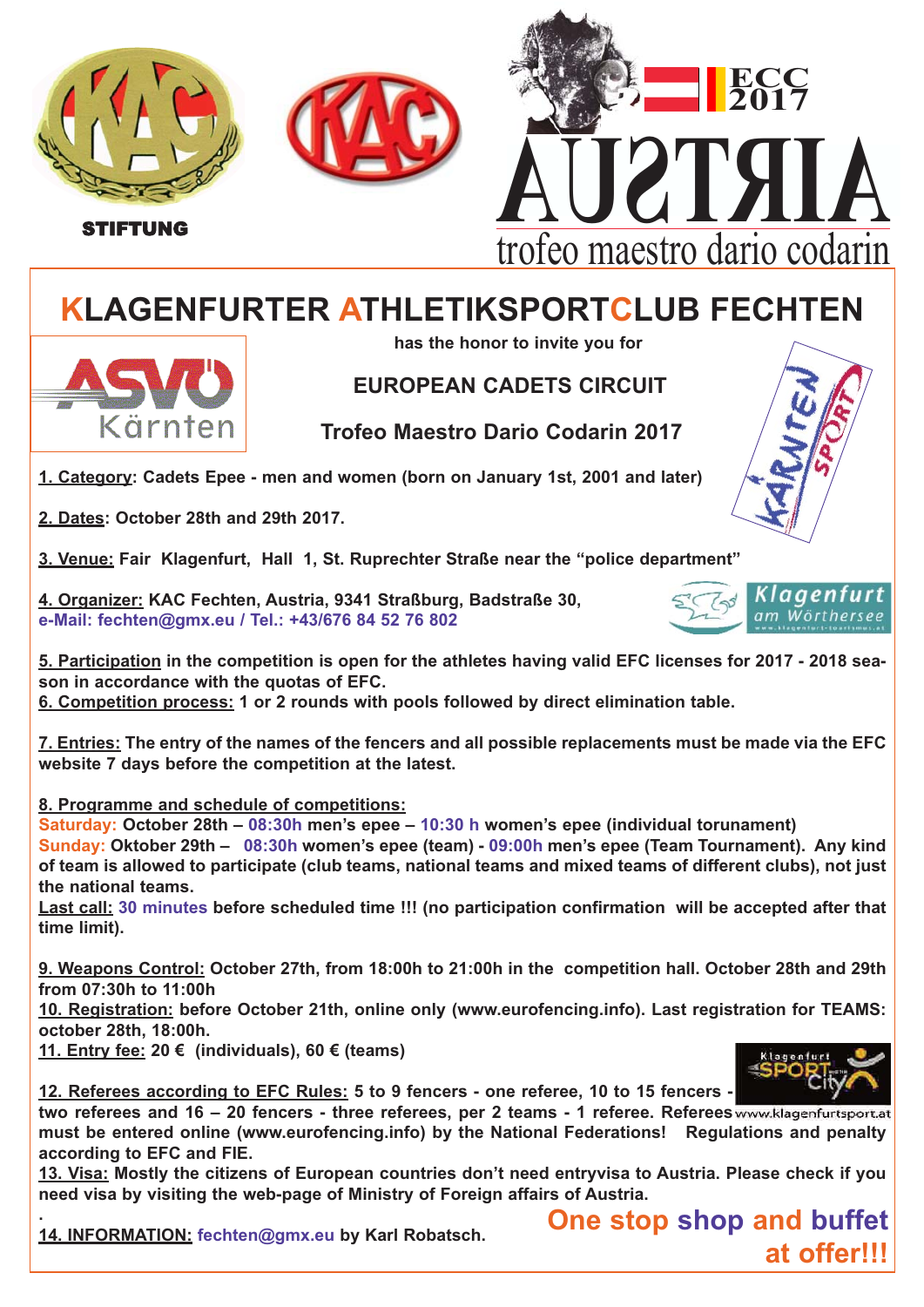STIFTUNG

ECC 2017

AUSTRIA

trofeo maestro dario codarin

# KLAGENFURTER ATHLETIKSPORTCLUB FECHTEN

ASVÖ Kärnten

has the honor to invite you for

## EUROPEAN CADETS CIRCUIT

## Trofeo Maestro Dario Codarin 2017

**1. Category: Cadets Epee - men and women (born on January 1st, 2001 and later)**

**2. Dates: October 28th and 29th 2017.**

**3. Venue: Fair Klagenfurt, Hall 1, St. Ruprechter Straße near the "police department"**

**4. Organizer: KAC Fechten, Austria, 9341 Straßburg, Badstraße 30,**
**e-Mail: fechten@gmx.eu / Tel.: +43/676 84 52 76 802**

Klagenfurt am Wörthersee

**5. Participation in the competition is open for the athletes having valid EFC licenses for 2017 - 2018 season in accordance with the quotas of EFC.**
**6. Competition process: 1 or 2 rounds with pools followed by direct elimination table.**

**7. Entries: The entry of the names of the fencers and all possible replacements must be made via the EFC website 7 days before the competition at the latest.**

**8. Programme and schedule of competitions:**
**Saturday: October 28th – 08:30h men's epee – 10:30 h women's epee (individual torunament)**
**Sunday: Oktober 29th – 08:30h women's epee (team) - 09:00h men's epee (Team Tournament). Any kind of team is allowed to participate (club teams, national teams and mixed teams of different clubs), not just the national teams.**
**Last call: 30 minutes before scheduled time !!! (no participation confirmation will be accepted after that time limit).**

**9. Weapons Control: October 27th, from 18:00h to 21:00h in the competition hall. October 28th and 29th from 07:30h to 11:00h**
**10. Registration: before October 21th, online only (www.eurofencing.info). Last registration for TEAMS: october 28th, 18:00h.**
**11. Entry fee: 20 € (individuals), 60 € (teams)**

Klagenfurt SPORT City www.klagenfurtsport.at

**12. Referees according to EFC Rules: 5 to 9 fencers - one referee, 10 to 15 fencers - two referees and 16 – 20 fencers - three referees, per 2 teams - 1 referee. Referees must be entered online (www.eurofencing.info) by the National Federations! Regulations and penalty according to EFC and FIE.**
**13. Visa: Mostly the citizens of European countries don't need entryvisa to Austria. Please check if you need visa by visiting the web-page of Ministry of Foreign affairs of Austria.**

**14. INFORMATION: fechten@gmx.eu by Karl Robatsch.**

**One stop shop and buffet at offer!!!**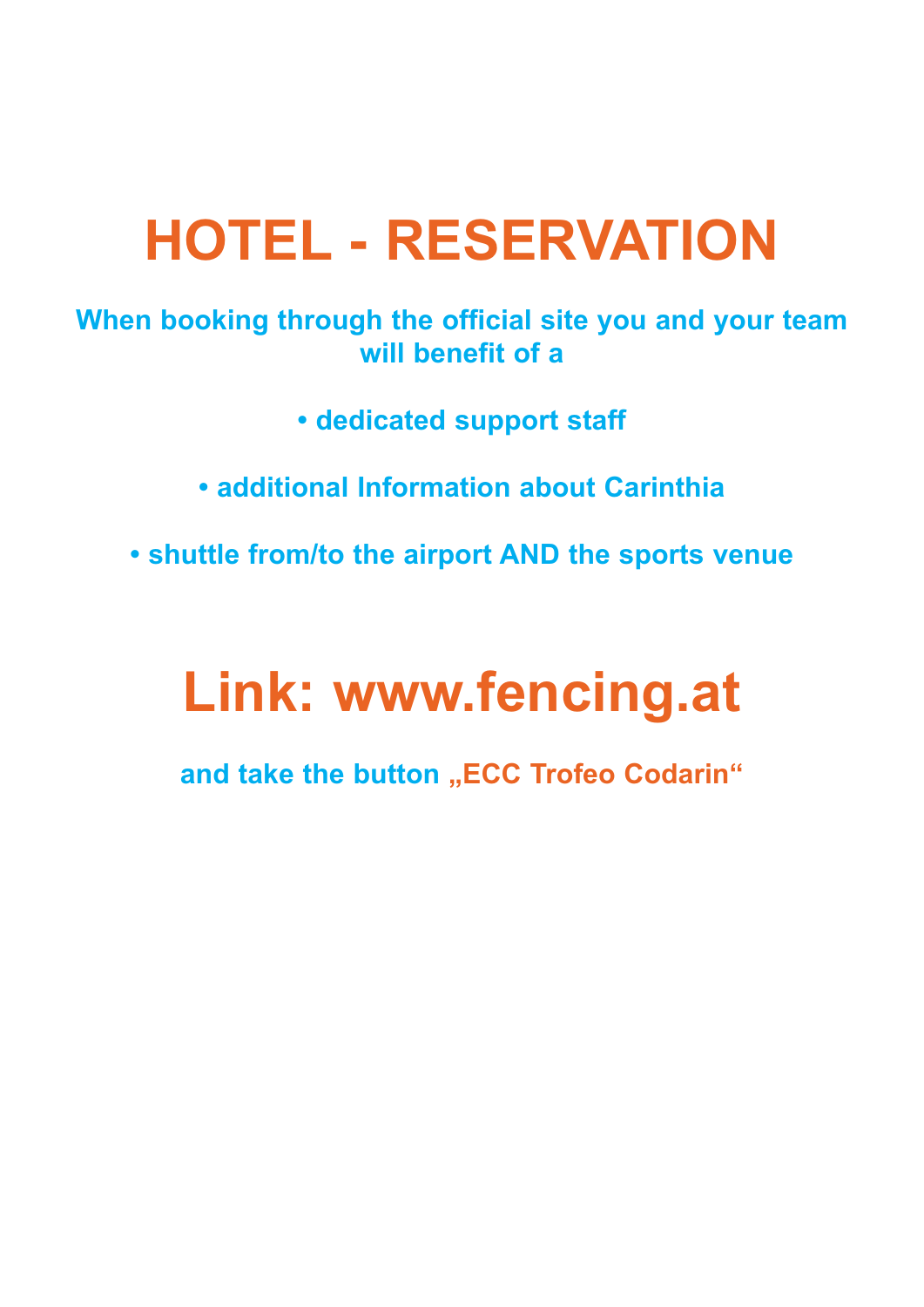# HOTEL - RESERVATION

**When booking through the official site you and your team will benefit of a**

- **dedicated support staff**
- **additional Information about Carinthia**
- **shuttle from/to the airport AND the sports venue**

## Link: www.fencing.at

**and take the button „ECC Trofeo Codarin“**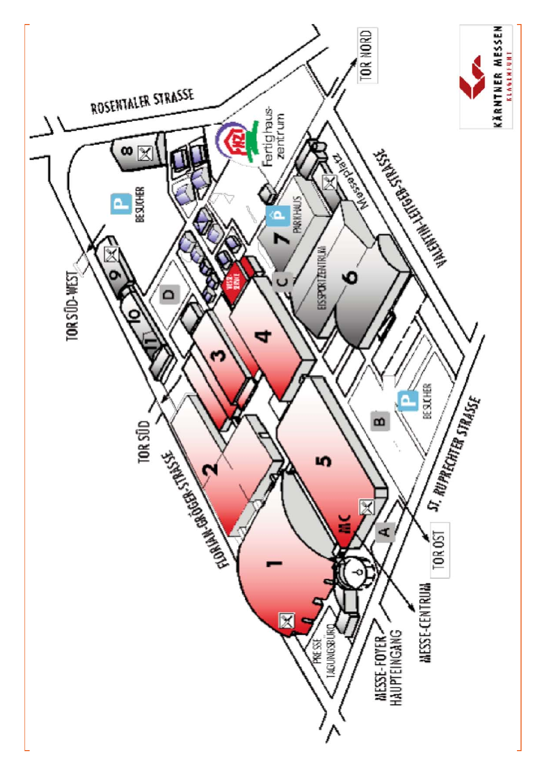ROSENTALER STRASSE

TOR NORD

KÄRNTNER MESSEN KLAGENFURT

Fertighaus-zentrum

BESUCHER

PARKHAUS

Messeplatz

VALENTIN-LEITGEB-STRASSE

TOR SÜD-WEST

EISSPORTZENTRUM

TOR SÜD

BESUCHER

FLORIAN-GRÖGER-STRASSE

ST. RUPRECHTER STRASSE

TOR OST

PRESSE TAGUNGSBÜRO

MESSE-CENTRUM

MESSE-FOYER HAUPTEINGANG